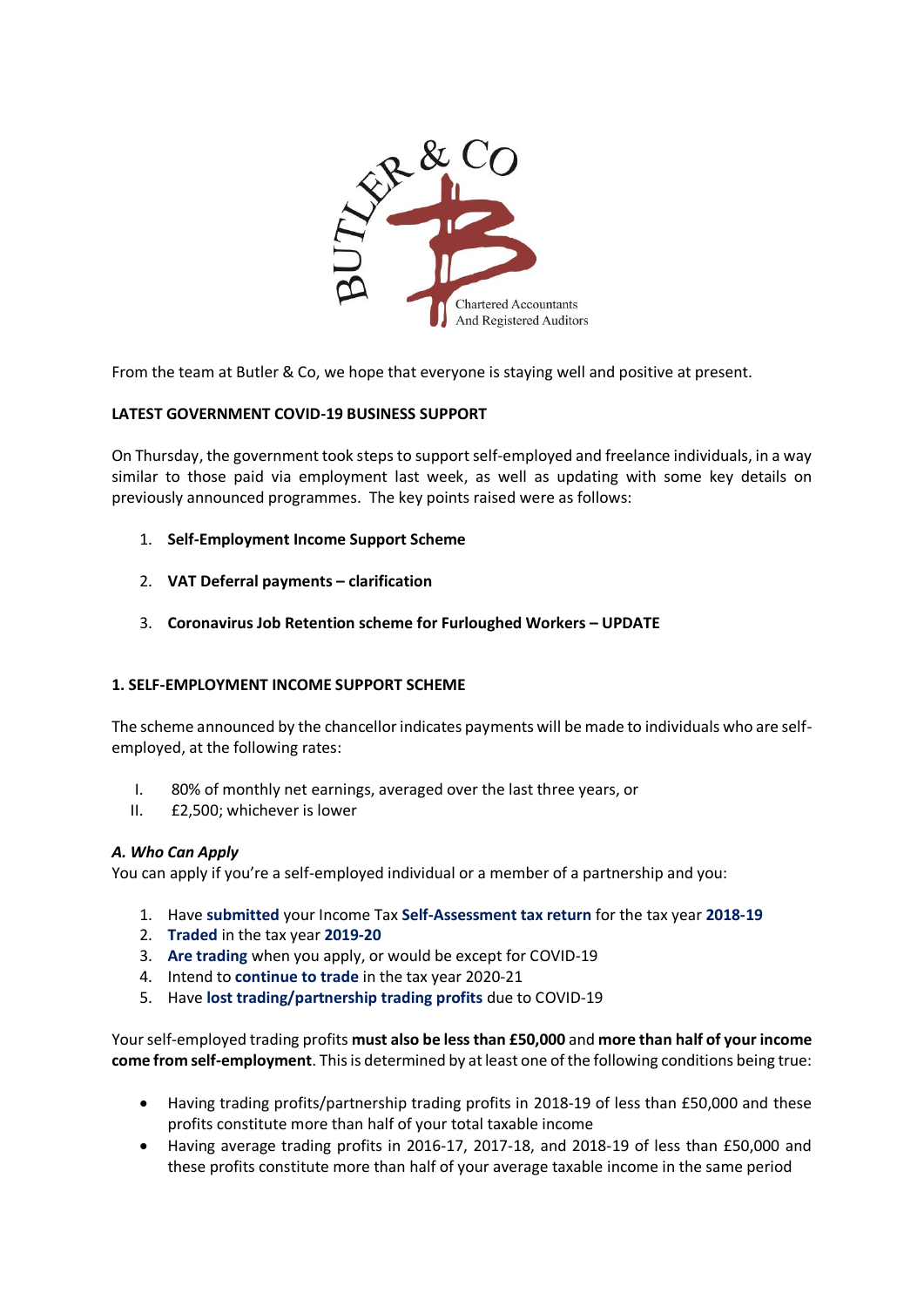From the team at Butler & Co, we hope that everyone is staying well and positive at present.

**LATEST GOVERNMENT COVID-19 BUSINESS SUPPORT**

On Thursday, the government took steps to support self-employed and freelance individuals, in a way similar to those paid via employment last week, as well as updating with some key details on previously announced programmes. The key points raised were as follows:

1. **Self-Employment Income Support Scheme**
2. **VAT Deferral payments – clarification**
3. **Coronavirus Job Retention scheme for Furloughed Workers – UPDATE**

## 1. SELF-EMPLOYMENT INCOME SUPPORT SCHEME

The scheme announced by the chancellor indicates payments will be made to individuals who are self-employed, at the following rates:

I. 80% of monthly net earnings, averaged over the last three years, or
II. £2,500; whichever is lower

### *A. Who Can Apply*

You can apply if you're a self-employed individual or a member of a partnership and you:

1. Have **submitted** your Income Tax **Self-Assessment tax return** for the tax year **2018-19**
2. **Traded** in the tax year **2019-20**
3. **Are trading** when you apply, or would be except for COVID-19
4. Intend to **continue to trade** in the tax year 2020-21
5. Have **lost trading/partnership trading profits** due to COVID-19

Your self-employed trading profits **must also be less than £50,000** and **more than half of your income come from self-employment**. This is determined by at least one of the following conditions being true:

- Having trading profits/partnership trading profits in 2018-19 of less than £50,000 and these profits constitute more than half of your total taxable income
- Having average trading profits in 2016-17, 2017-18, and 2018-19 of less than £50,000 and these profits constitute more than half of your average taxable income in the same period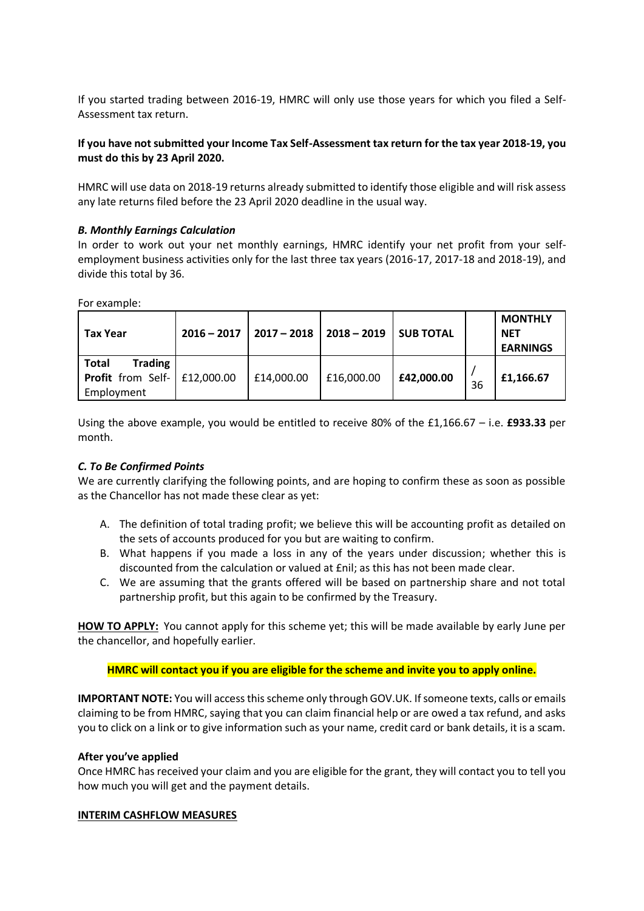If you started trading between 2016-19, HMRC will only use those years for which you filed a Self-Assessment tax return.

**If you have not submitted your Income Tax Self-Assessment tax return for the tax year 2018-19, you must do this by 23 April 2020.**

HMRC will use data on 2018-19 returns already submitted to identify those eligible and will risk assess any late returns filed before the 23 April 2020 deadline in the usual way.

***B. Monthly Earnings Calculation***

In order to work out your net monthly earnings, HMRC identify your net profit from your self-employment business activities only for the last three tax years (2016-17, 2017-18 and 2018-19), and divide this total by 36.

For example:

| **Tax Year** | **2016 – 2017** | **2017 – 2018** | **2018 – 2019** | **SUB TOTAL** | | **MONTHLY NET EARNINGS** |
|---|---|---|---|---|---|---|
| **Total Trading Profit** from Self-Employment | £12,000.00 | £14,000.00 | £16,000.00 | **£42,000.00** | / 36 | **£1,166.67** |

Using the above example, you would be entitled to receive 80% of the £1,166.67 – i.e. **£933.33** per month.

***C. To Be Confirmed Points***

We are currently clarifying the following points, and are hoping to confirm these as soon as possible as the Chancellor has not made these clear as yet:

A. The definition of total trading profit; we believe this will be accounting profit as detailed on the sets of accounts produced for you but are waiting to confirm.
B. What happens if you made a loss in any of the years under discussion; whether this is discounted from the calculation or valued at £nil; as this has not been made clear.
C. We are assuming that the grants offered will be based on partnership share and not total partnership profit, but this again to be confirmed by the Treasury.

**HOW TO APPLY:** You cannot apply for this scheme yet; this will be made available by early June per the chancellor, and hopefully earlier.

**HMRC will contact you if you are eligible for the scheme and invite you to apply online.**

**IMPORTANT NOTE:** You will access this scheme only through GOV.UK. If someone texts, calls or emails claiming to be from HMRC, saying that you can claim financial help or are owed a tax refund, and asks you to click on a link or to give information such as your name, credit card or bank details, it is a scam.

**After you've applied**

Once HMRC has received your claim and you are eligible for the grant, they will contact you to tell you how much you will get and the payment details.

**INTERIM CASHFLOW MEASURES**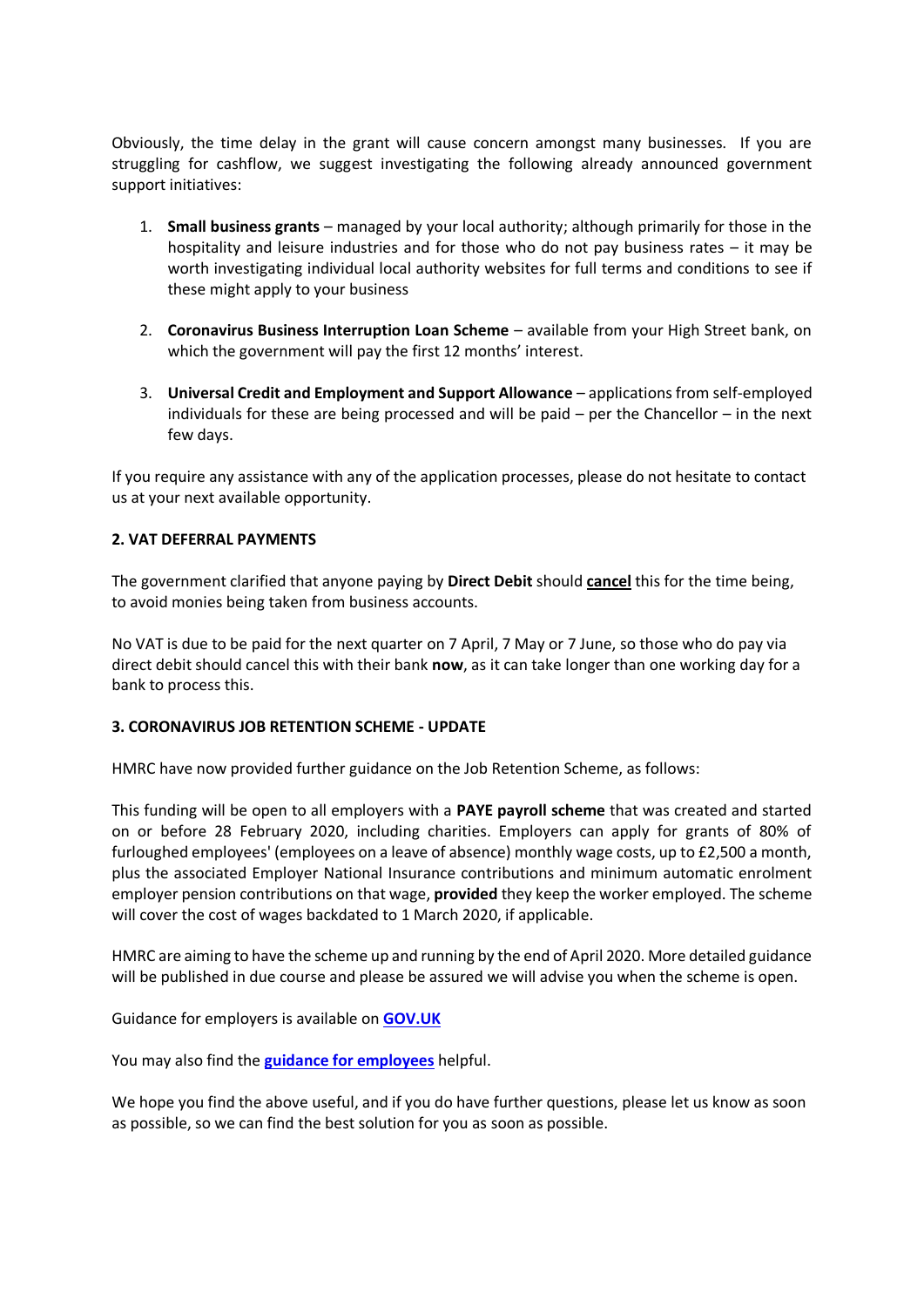Obviously, the time delay in the grant will cause concern amongst many businesses. If you are struggling for cashflow, we suggest investigating the following already announced government support initiatives:

1. **Small business grants** – managed by your local authority; although primarily for those in the hospitality and leisure industries and for those who do not pay business rates – it may be worth investigating individual local authority websites for full terms and conditions to see if these might apply to your business

2. **Coronavirus Business Interruption Loan Scheme** – available from your High Street bank, on which the government will pay the first 12 months' interest.

3. **Universal Credit and Employment and Support Allowance** – applications from self-employed individuals for these are being processed and will be paid – per the Chancellor – in the next few days.

If you require any assistance with any of the application processes, please do not hesitate to contact us at your next available opportunity.

**2. VAT DEFERRAL PAYMENTS**

The government clarified that anyone paying by **Direct Debit** should **cancel** this for the time being, to avoid monies being taken from business accounts.

No VAT is due to be paid for the next quarter on 7 April, 7 May or 7 June, so those who do pay via direct debit should cancel this with their bank **now**, as it can take longer than one working day for a bank to process this.

**3. CORONAVIRUS JOB RETENTION SCHEME - UPDATE**

HMRC have now provided further guidance on the Job Retention Scheme, as follows:

This funding will be open to all employers with a **PAYE payroll scheme** that was created and started on or before 28 February 2020, including charities. Employers can apply for grants of 80% of furloughed employees' (employees on a leave of absence) monthly wage costs, up to £2,500 a month, plus the associated Employer National Insurance contributions and minimum automatic enrolment employer pension contributions on that wage, **provided** they keep the worker employed. The scheme will cover the cost of wages backdated to 1 March 2020, if applicable.

HMRC are aiming to have the scheme up and running by the end of April 2020. More detailed guidance will be published in due course and please be assured we will advise you when the scheme is open.

Guidance for employers is available on **GOV.UK**

You may also find the **guidance for employees** helpful.

We hope you find the above useful, and if you do have further questions, please let us know as soon as possible, so we can find the best solution for you as soon as possible.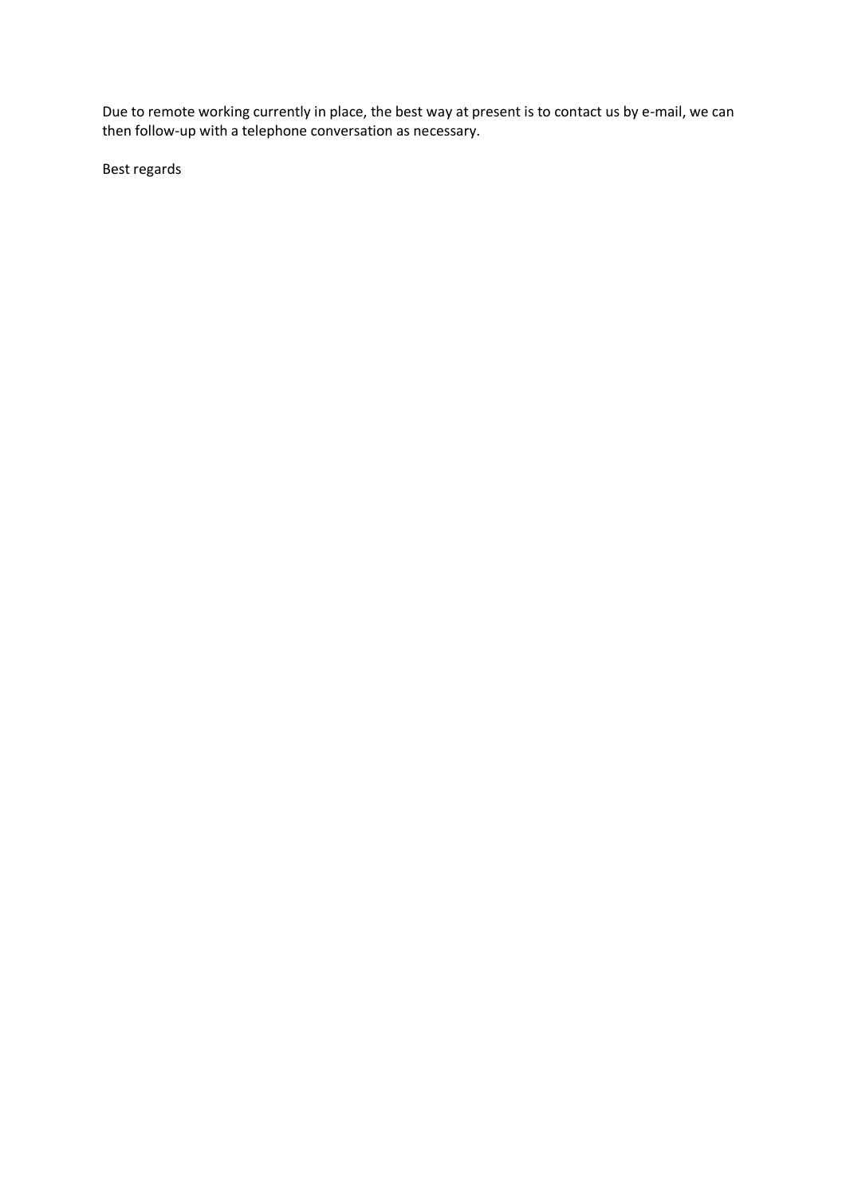Due to remote working currently in place, the best way at present is to contact us by e-mail, we can then follow-up with a telephone conversation as necessary.

Best regards